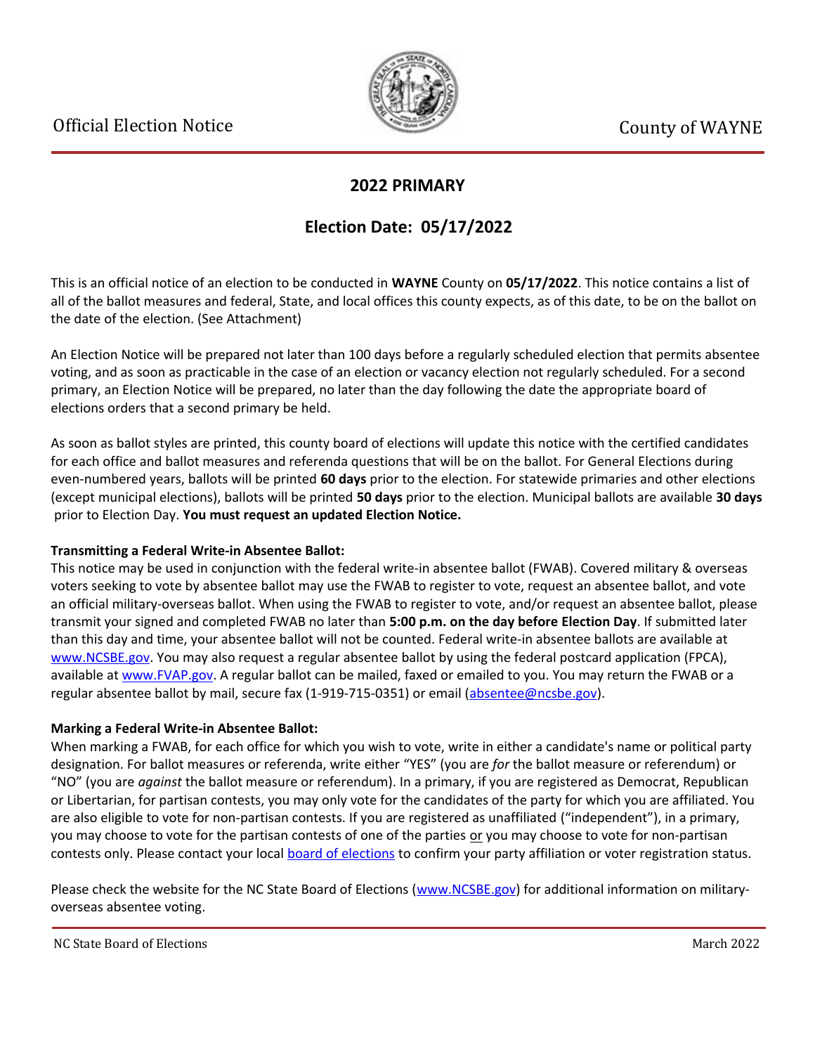Official Election Notice

County of WAYNE

## 2022 PRIMARY

## Election Date: 05/17/2022

This is an official notice of an election to be conducted in **WAYNE** County on **05/17/2022**. This notice contains a list of all of the ballot measures and federal, State, and local offices this county expects, as of this date, to be on the ballot on the date of the election. (See Attachment)

An Election Notice will be prepared not later than 100 days before a regularly scheduled election that permits absentee voting, and as soon as practicable in the case of an election or vacancy election not regularly scheduled. For a second primary, an Election Notice will be prepared, no later than the day following the date the appropriate board of elections orders that a second primary be held.

As soon as ballot styles are printed, this county board of elections will update this notice with the certified candidates for each office and ballot measures and referenda questions that will be on the ballot. For General Elections during even-numbered years, ballots will be printed **60 days** prior to the election. For statewide primaries and other elections (except municipal elections), ballots will be printed **50 days** prior to the election. Municipal ballots are available **30 days** prior to Election Day. **You must request an updated Election Notice.**

**Transmitting a Federal Write-in Absentee Ballot:**
This notice may be used in conjunction with the federal write-in absentee ballot (FWAB). Covered military & overseas voters seeking to vote by absentee ballot may use the FWAB to register to vote, request an absentee ballot, and vote an official military-overseas ballot. When using the FWAB to register to vote, and/or request an absentee ballot, please transmit your signed and completed FWAB no later than **5:00 p.m. on the day before Election Day**. If submitted later than this day and time, your absentee ballot will not be counted. Federal write-in absentee ballots are available at www.NCSBE.gov. You may also request a regular absentee ballot by using the federal postcard application (FPCA), available at www.FVAP.gov. A regular ballot can be mailed, faxed or emailed to you. You may return the FWAB or a regular absentee ballot by mail, secure fax (1-919-715-0351) or email (absentee@ncsbe.gov).

**Marking a Federal Write-in Absentee Ballot:**
When marking a FWAB, for each office for which you wish to vote, write in either a candidate's name or political party designation. For ballot measures or referenda, write either "YES" (you are *for* the ballot measure or referendum) or "NO" (you are *against* the ballot measure or referendum). In a primary, if you are registered as Democrat, Republican or Libertarian, for partisan contests, you may only vote for the candidates of the party for which you are affiliated. You are also eligible to vote for non-partisan contests. If you are registered as unaffiliated ("independent"), in a primary, you may choose to vote for the partisan contests of one of the parties or you may choose to vote for non-partisan contests only. Please contact your local board of elections to confirm your party affiliation or voter registration status.

Please check the website for the NC State Board of Elections (www.NCSBE.gov) for additional information on military-overseas absentee voting.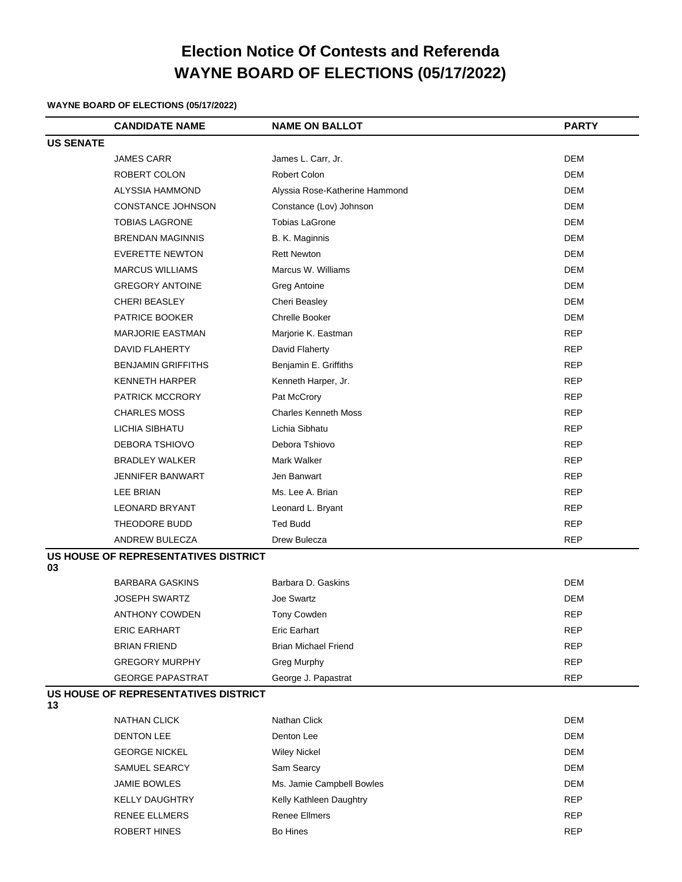# Election Notice Of Contests and Referenda
# WAYNE BOARD OF ELECTIONS (05/17/2022)

**WAYNE BOARD OF ELECTIONS (05/17/2022)**

| | CANDIDATE NAME | NAME ON BALLOT | PARTY |
|---|---|---|---|
| **US SENATE** | | | |
| | JAMES CARR | James L. Carr, Jr. | DEM |
| | ROBERT COLON | Robert Colon | DEM |
| | ALYSSIA HAMMOND | Alyssia Rose-Katherine Hammond | DEM |
| | CONSTANCE JOHNSON | Constance (Lov) Johnson | DEM |
| | TOBIAS LAGRONE | Tobias LaGrone | DEM |
| | BRENDAN MAGINNIS | B. K. Maginnis | DEM |
| | EVERETTE NEWTON | Rett Newton | DEM |
| | MARCUS WILLIAMS | Marcus W. Williams | DEM |
| | GREGORY ANTOINE | Greg Antoine | DEM |
| | CHERI BEASLEY | Cheri Beasley | DEM |
| | PATRICE BOOKER | Chrelle Booker | DEM |
| | MARJORIE EASTMAN | Marjorie K. Eastman | REP |
| | DAVID FLAHERTY | David Flaherty | REP |
| | BENJAMIN GRIFFITHS | Benjamin E. Griffiths | REP |
| | KENNETH HARPER | Kenneth Harper, Jr. | REP |
| | PATRICK MCCRORY | Pat McCrory | REP |
| | CHARLES MOSS | Charles Kenneth Moss | REP |
| | LICHIA SIBHATU | Lichia Sibhatu | REP |
| | DEBORA TSHIOVO | Debora Tshiovo | REP |
| | BRADLEY WALKER | Mark Walker | REP |
| | JENNIFER BANWART | Jen Banwart | REP |
| | LEE BRIAN | Ms. Lee A. Brian | REP |
| | LEONARD BRYANT | Leonard L. Bryant | REP |
| | THEODORE BUDD | Ted Budd | REP |
| | ANDREW BULECZA | Drew Bulecza | REP |
| **US HOUSE OF REPRESENTATIVES DISTRICT 03** | | | |
| | BARBARA GASKINS | Barbara D. Gaskins | DEM |
| | JOSEPH SWARTZ | Joe Swartz | DEM |
| | ANTHONY COWDEN | Tony Cowden | REP |
| | ERIC EARHART | Eric Earhart | REP |
| | BRIAN FRIEND | Brian Michael Friend | REP |
| | GREGORY MURPHY | Greg Murphy | REP |
| | GEORGE PAPASTRAT | George J. Papastrat | REP |
| **US HOUSE OF REPRESENTATIVES DISTRICT 13** | | | |
| | NATHAN CLICK | Nathan Click | DEM |
| | DENTON LEE | Denton Lee | DEM |
| | GEORGE NICKEL | Wiley Nickel | DEM |
| | SAMUEL SEARCY | Sam Searcy | DEM |
| | JAMIE BOWLES | Ms. Jamie Campbell Bowles | DEM |
| | KELLY DAUGHTRY | Kelly Kathleen Daughtry | REP |
| | RENEE ELLMERS | Renee Ellmers | REP |
| | ROBERT HINES | Bo Hines | REP |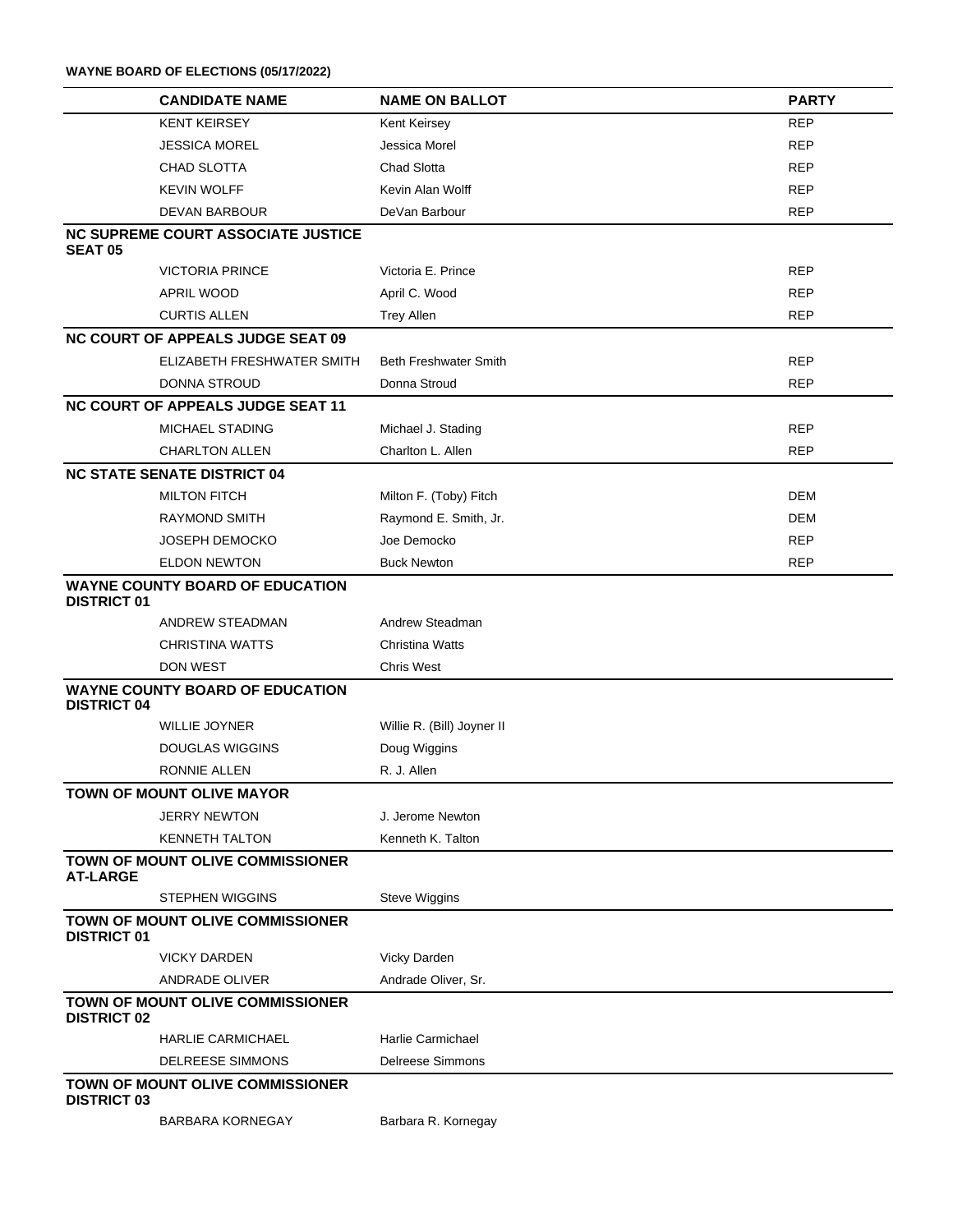**WAYNE BOARD OF ELECTIONS (05/17/2022)**

| CANDIDATE NAME | NAME ON BALLOT | PARTY |
|---|---|---|
| KENT KEIRSEY | Kent Keirsey | REP |
| JESSICA MOREL | Jessica Morel | REP |
| CHAD SLOTTA | Chad Slotta | REP |
| KEVIN WOLFF | Kevin Alan Wolff | REP |
| DEVAN BARBOUR | DeVan Barbour | REP |
| **NC SUPREME COURT ASSOCIATE JUSTICE SEAT 05** | | |
| VICTORIA PRINCE | Victoria E. Prince | REP |
| APRIL WOOD | April C. Wood | REP |
| CURTIS ALLEN | Trey Allen | REP |
| **NC COURT OF APPEALS JUDGE SEAT 09** | | |
| ELIZABETH FRESHWATER SMITH | Beth Freshwater Smith | REP |
| DONNA STROUD | Donna Stroud | REP |
| **NC COURT OF APPEALS JUDGE SEAT 11** | | |
| MICHAEL STADING | Michael J. Stading | REP |
| CHARLTON ALLEN | Charlton L. Allen | REP |
| **NC STATE SENATE DISTRICT 04** | | |
| MILTON FITCH | Milton F. (Toby) Fitch | DEM |
| RAYMOND SMITH | Raymond E. Smith, Jr. | DEM |
| JOSEPH DEMOCKO | Joe Democko | REP |
| ELDON NEWTON | Buck Newton | REP |
| **WAYNE COUNTY BOARD OF EDUCATION DISTRICT 01** | | |
| ANDREW STEADMAN | Andrew Steadman | |
| CHRISTINA WATTS | Christina Watts | |
| DON WEST | Chris West | |
| **WAYNE COUNTY BOARD OF EDUCATION DISTRICT 04** | | |
| WILLIE JOYNER | Willie R. (Bill) Joyner II | |
| DOUGLAS WIGGINS | Doug Wiggins | |
| RONNIE ALLEN | R. J. Allen | |
| **TOWN OF MOUNT OLIVE MAYOR** | | |
| JERRY NEWTON | J. Jerome Newton | |
| KENNETH TALTON | Kenneth K. Talton | |
| **TOWN OF MOUNT OLIVE COMMISSIONER AT-LARGE** | | |
| STEPHEN WIGGINS | Steve Wiggins | |
| **TOWN OF MOUNT OLIVE COMMISSIONER DISTRICT 01** | | |
| VICKY DARDEN | Vicky Darden | |
| ANDRADE OLIVER | Andrade Oliver, Sr. | |
| **TOWN OF MOUNT OLIVE COMMISSIONER DISTRICT 02** | | |
| HARLIE CARMICHAEL | Harlie Carmichael | |
| DELREESE SIMMONS | Delreese Simmons | |
| **TOWN OF MOUNT OLIVE COMMISSIONER DISTRICT 03** | | |
| BARBARA KORNEGAY | Barbara R. Kornegay | |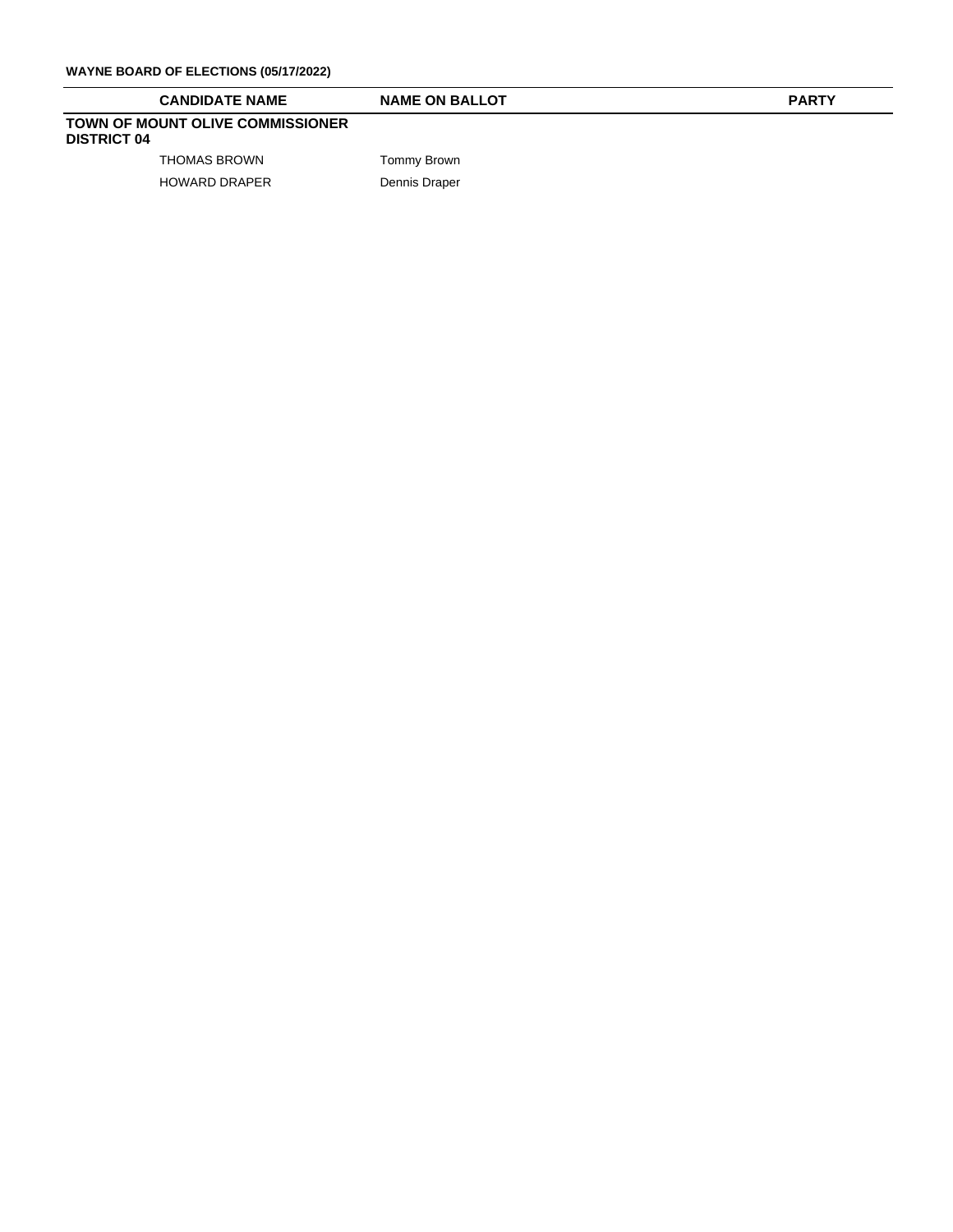**WAYNE BOARD OF ELECTIONS (05/17/2022)**

| CANDIDATE NAME | NAME ON BALLOT | PARTY |
|---|---|---|
| **TOWN OF MOUNT OLIVE COMMISSIONER DISTRICT 04** | | |
| THOMAS BROWN | Tommy Brown | |
| HOWARD DRAPER | Dennis Draper | |